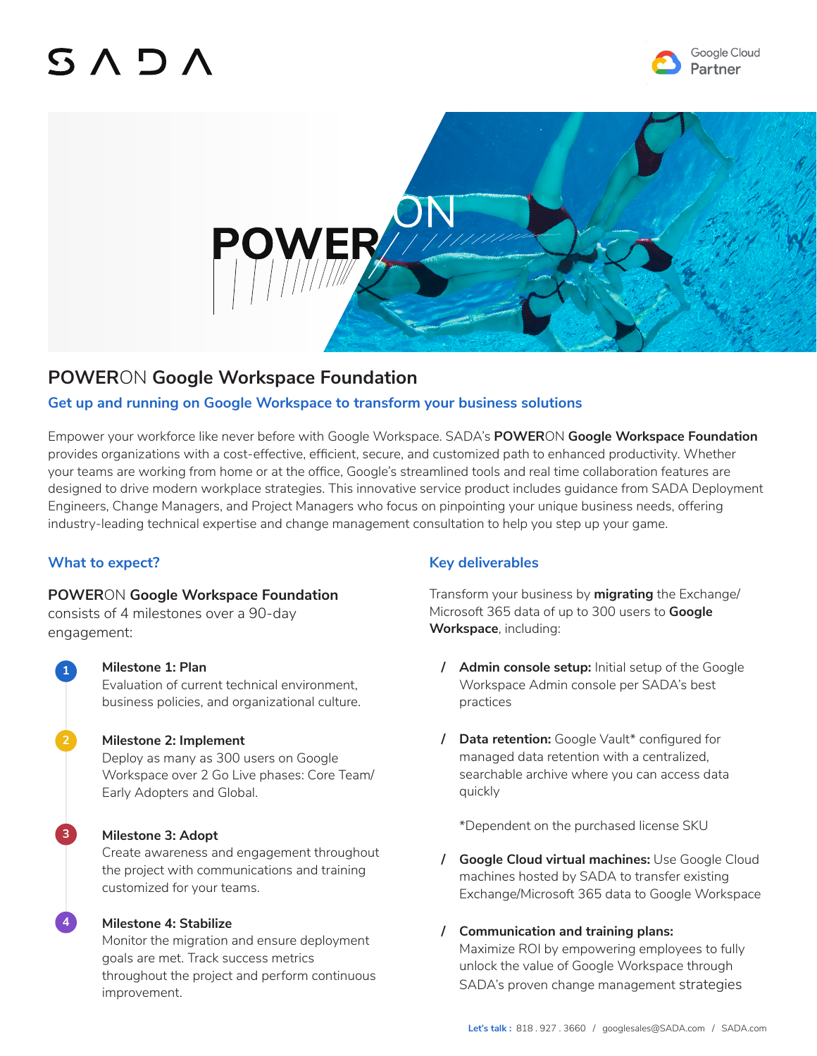# POWERON Google Workspace Foundation

## Get up and running on Google Workspace to transform your business solutions

Empower your workforce like never before with Google Workspace. SADA's **POWER**ON **Google Workspace Foundation** provides organizations with a cost-effective, efficient, secure, and customized path to enhanced productivity. Whether your teams are working from home or at the office, Google's streamlined tools and real time collaboration features are designed to drive modern workplace strategies. This innovative service product includes guidance from SADA Deployment Engineers, Change Managers, and Project Managers who focus on pinpointing your unique business needs, offering industry-leading technical expertise and change management consultation to help you step up your game.

### What to expect?

**POWER**ON **Google Workspace Foundation** consists of 4 milestones over a 90-day engagement:

1. **Milestone 1: Plan**
   Evaluation of current technical environment, business policies, and organizational culture.

2. **Milestone 2: Implement**
   Deploy as many as 300 users on Google Workspace over 2 Go Live phases: Core Team/ Early Adopters and Global.

3. **Milestone 3: Adopt**
   Create awareness and engagement throughout the project with communications and training customized for your teams.

4. **Milestone 4: Stabilize**
   Monitor the migration and ensure deployment goals are met. Track success metrics throughout the project and perform continuous improvement.

### Key deliverables

Transform your business by **migrating** the Exchange/ Microsoft 365 data of up to 300 users to **Google Workspace**, including:

- **Admin console setup:** Initial setup of the Google Workspace Admin console per SADA's best practices
- **Data retention:** Google Vault* configured for managed data retention with a centralized, searchable archive where you can access data quickly

  *Dependent on the purchased license SKU

- **Google Cloud virtual machines:** Use Google Cloud machines hosted by SADA to transfer existing Exchange/Microsoft 365 data to Google Workspace
- **Communication and training plans:** Maximize ROI by empowering employees to fully unlock the value of Google Workspace through SADA's proven change management strategies

**Let's talk :** 818 . 927 . 3660 / googlesales@SADA.com / SADA.com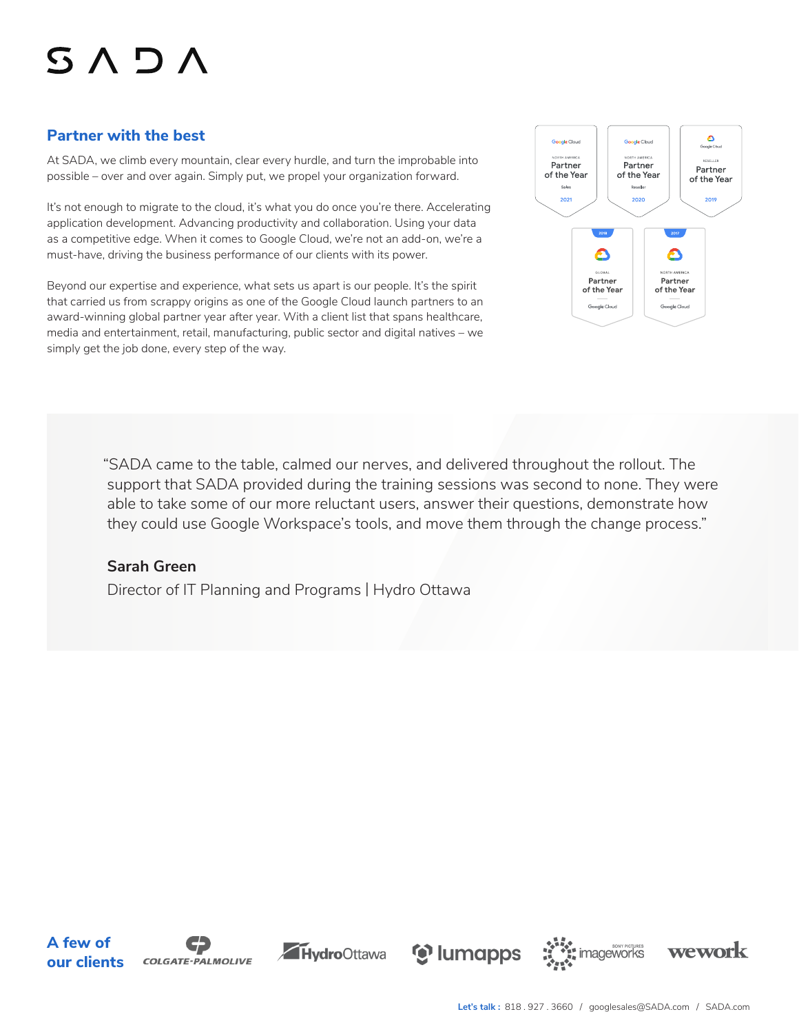SADA

## Partner with the best

At SADA, we climb every mountain, clear every hurdle, and turn the improbable into possible – over and over again. Simply put, we propel your organization forward.

It's not enough to migrate to the cloud, it's what you do once you're there. Accelerating application development. Advancing productivity and collaboration. Using your data as a competitive edge. When it comes to Google Cloud, we're not an add-on, we're a must-have, driving the business performance of our clients with its power.

Beyond our expertise and experience, what sets us apart is our people. It's the spirit that carried us from scrappy origins as one of the Google Cloud launch partners to an award-winning global partner year after year. With a client list that spans healthcare, media and entertainment, retail, manufacturing, public sector and digital natives – we simply get the job done, every step of the way.

Google Cloud
North America
Partner of the Year
Sales
2021

Google Cloud
North America
Partner of the Year
Reseller
2020

Google Cloud
Reseller
Partner of the Year
2019

2018
Global
Partner of the Year
Google Cloud

2017
North America
Partner of the Year
Google Cloud

"SADA came to the table, calmed our nerves, and delivered throughout the rollout. The support that SADA provided during the training sessions was second to none. They were able to take some of our more reluctant users, answer their questions, demonstrate how they could use Google Workspace's tools, and move them through the change process."

**Sarah Green**

Director of IT Planning and Programs | Hydro Ottawa

**A few of our clients**

COLGATE-PALMOLIVE HydroOttawa lumapps Sony Pictures imageworks wework

**Let's talk :** 818 . 927 . 3660 / googlesales@SADA.com / SADA.com